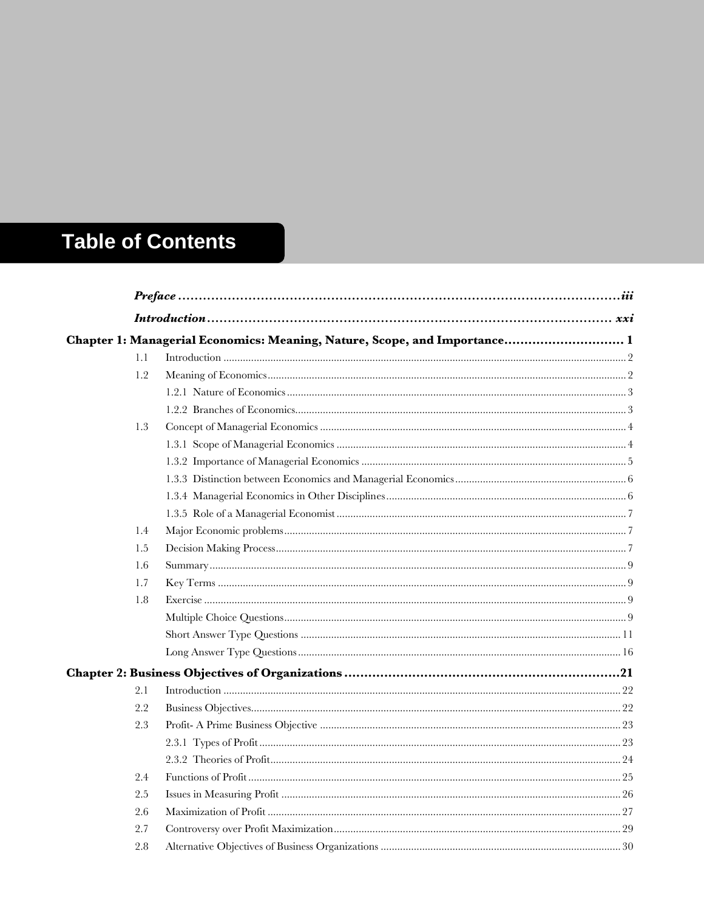# Table of Contents

*Preface* ........................................................................................................ *iii*

*Introduction* ................................................................................................. *xxi*

**Chapter 1: Managerial Economics: Meaning, Nature, Scope, and Importance** .......................... **1**

1.1 Introduction ........................................................................................................ 2

1.2 Meaning of Economics ........................................................................................ 2

1.2.1 Nature of Economics ....................................................................................... 3

1.2.2 Branches of Economics ................................................................................... 3

1.3 Concept of Managerial Economics ....................................................................... 4

1.3.1 Scope of Managerial Economics ...................................................................... 4

1.3.2 Importance of Managerial Economics .............................................................. 5

1.3.3 Distinction between Economics and Managerial Economics ................................ 6

1.3.4 Managerial Economics in Other Disciplines ...................................................... 6

1.3.5 Role of a Managerial Economist ...................................................................... 7

1.4 Major Economic problems ................................................................................... 7

1.5 Decision Making Process ..................................................................................... 7

1.6 Summary ............................................................................................................ 9

1.7 Key Terms .......................................................................................................... 9

1.8 Exercise ............................................................................................................. 9

Multiple Choice Questions ...................................................................................... 9

Short Answer Type Questions ................................................................................. 11

Long Answer Type Questions .................................................................................. 16

**Chapter 2: Business Objectives of Organizations** ................................................... **21**

2.1 Introduction ........................................................................................................ 22

2.2 Business Objectives ............................................................................................. 22

2.3 Profit- A Prime Business Objective ....................................................................... 23

2.3.1 Types of Profit ................................................................................................ 23

2.3.2 Theories of Profit ............................................................................................ 24

2.4 Functions of Profit ............................................................................................... 25

2.5 Issues in Measuring Profit .................................................................................... 26

2.6 Maximization of Profit ......................................................................................... 27

2.7 Controversy over Profit Maximization ................................................................... 29

2.8 Alternative Objectives of Business Organizations ................................................... 30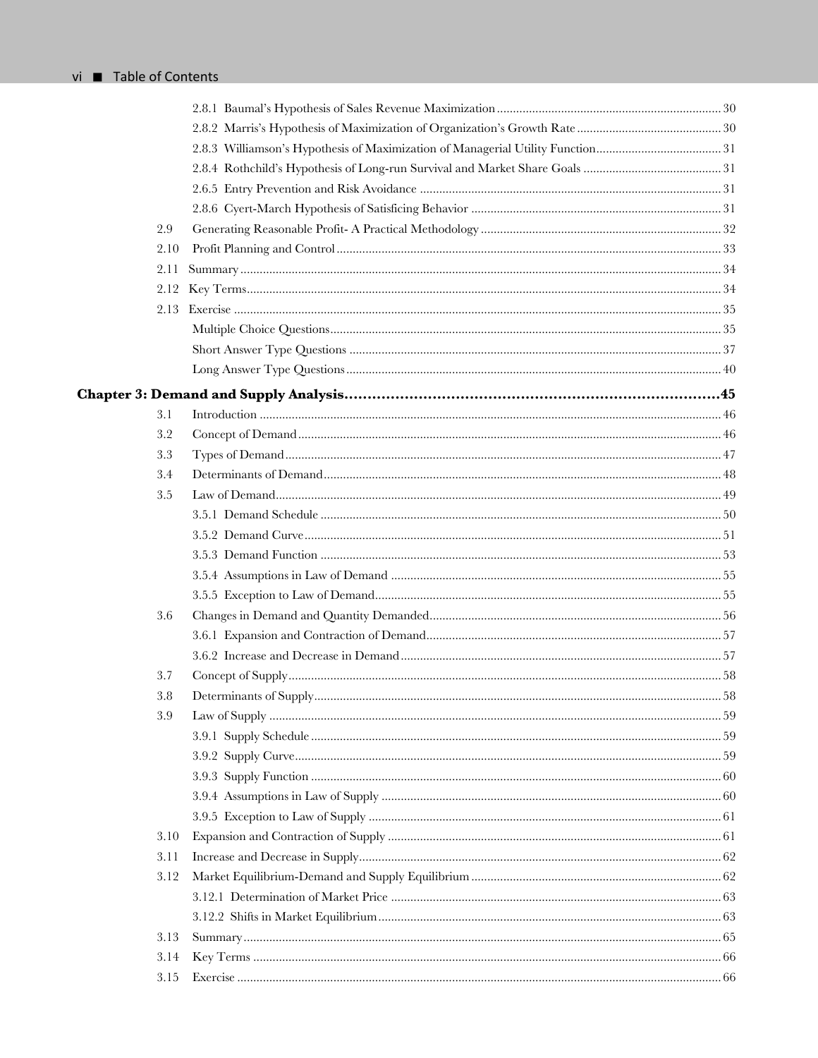- 2.8.1 Baumal's Hypothesis of Sales Revenue Maximization ..... 30
- 2.8.2 Marris's Hypothesis of Maximization of Organization's Growth Rate ..... 30
- 2.8.3 Williamson's Hypothesis of Maximization of Managerial Utility Function ..... 31
- 2.8.4 Rothchild's Hypothesis of Long-run Survival and Market Share Goals ..... 31
- 2.6.5 Entry Prevention and Risk Avoidance ..... 31
- 2.8.6 Cyert-March Hypothesis of Satisficing Behavior ..... 31

2.9 Generating Reasonable Profit- A Practical Methodology ..... 32
2.10 Profit Planning and Control ..... 33
2.11 Summary ..... 34
2.12 Key Terms ..... 34
2.13 Exercise ..... 35

- Multiple Choice Questions ..... 35
- Short Answer Type Questions ..... 37
- Long Answer Type Questions ..... 40

**Chapter 3: Demand and Supply Analysis ..... 45**

3.1 Introduction ..... 46
3.2 Concept of Demand ..... 46
3.3 Types of Demand ..... 47
3.4 Determinants of Demand ..... 48
3.5 Law of Demand ..... 49

- 3.5.1 Demand Schedule ..... 50
- 3.5.2 Demand Curve ..... 51
- 3.5.3 Demand Function ..... 53
- 3.5.4 Assumptions in Law of Demand ..... 55
- 3.5.5 Exception to Law of Demand ..... 55

3.6 Changes in Demand and Quantity Demanded ..... 56

- 3.6.1 Expansion and Contraction of Demand ..... 57
- 3.6.2 Increase and Decrease in Demand ..... 57

3.7 Concept of Supply ..... 58
3.8 Determinants of Supply ..... 58
3.9 Law of Supply ..... 59

- 3.9.1 Supply Schedule ..... 59
- 3.9.2 Supply Curve ..... 59
- 3.9.3 Supply Function ..... 60
- 3.9.4 Assumptions in Law of Supply ..... 60
- 3.9.5 Exception to Law of Supply ..... 61

3.10 Expansion and Contraction of Supply ..... 61
3.11 Increase and Decrease in Supply ..... 62
3.12 Market Equilibrium-Demand and Supply Equilibrium ..... 62

- 3.12.1 Determination of Market Price ..... 63
- 3.12.2 Shifts in Market Equilibrium ..... 63

3.13 Summary ..... 65
3.14 Key Terms ..... 66
3.15 Exercise ..... 66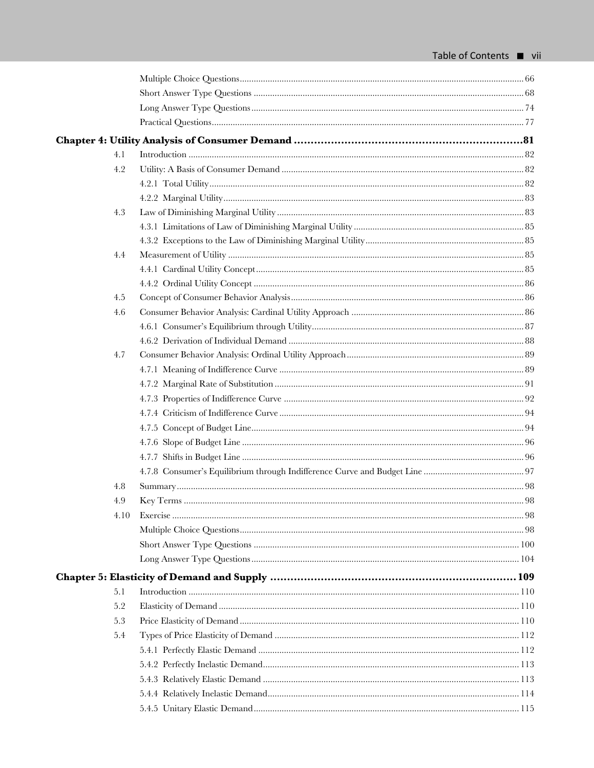Multiple Choice Questions ........ 66
Short Answer Type Questions ........ 68
Long Answer Type Questions ........ 74
Practical Questions ........ 77

**Chapter 4: Utility Analysis of Consumer Demand ........ 81**

4.1 Introduction ........ 82
4.2 Utility: A Basis of Consumer Demand ........ 82
  4.2.1 Total Utility ........ 82
  4.2.2 Marginal Utility ........ 83
4.3 Law of Diminishing Marginal Utility ........ 83
  4.3.1 Limitations of Law of Diminishing Marginal Utility ........ 85
  4.3.2 Exceptions to the Law of Diminishing Marginal Utility ........ 85
4.4 Measurement of Utility ........ 85
  4.4.1 Cardinal Utility Concept ........ 85
  4.4.2 Ordinal Utility Concept ........ 86
4.5 Concept of Consumer Behavior Analysis ........ 86
4.6 Consumer Behavior Analysis: Cardinal Utility Approach ........ 86
  4.6.1 Consumer's Equilibrium through Utility ........ 87
  4.6.2 Derivation of Individual Demand ........ 88
4.7 Consumer Behavior Analysis: Ordinal Utility Approach ........ 89
  4.7.1 Meaning of Indifference Curve ........ 89
  4.7.2 Marginal Rate of Substitution ........ 91
  4.7.3 Properties of Indifference Curve ........ 92
  4.7.4 Criticism of Indifference Curve ........ 94
  4.7.5 Concept of Budget Line ........ 94
  4.7.6 Slope of Budget Line ........ 96
  4.7.7 Shifts in Budget Line ........ 96
  4.7.8 Consumer's Equilibrium through Indifference Curve and Budget Line ........ 97
4.8 Summary ........ 98
4.9 Key Terms ........ 98
4.10 Exercise ........ 98
  Multiple Choice Questions ........ 98
  Short Answer Type Questions ........ 100
  Long Answer Type Questions ........ 104

**Chapter 5: Elasticity of Demand and Supply ........ 109**

5.1 Introduction ........ 110
5.2 Elasticity of Demand ........ 110
5.3 Price Elasticity of Demand ........ 110
5.4 Types of Price Elasticity of Demand ........ 112
  5.4.1 Perfectly Elastic Demand ........ 112
  5.4.2 Perfectly Inelastic Demand ........ 113
  5.4.3 Relatively Elastic Demand ........ 113
  5.4.4 Relatively Inelastic Demand ........ 114
  5.4.5 Unitary Elastic Demand ........ 115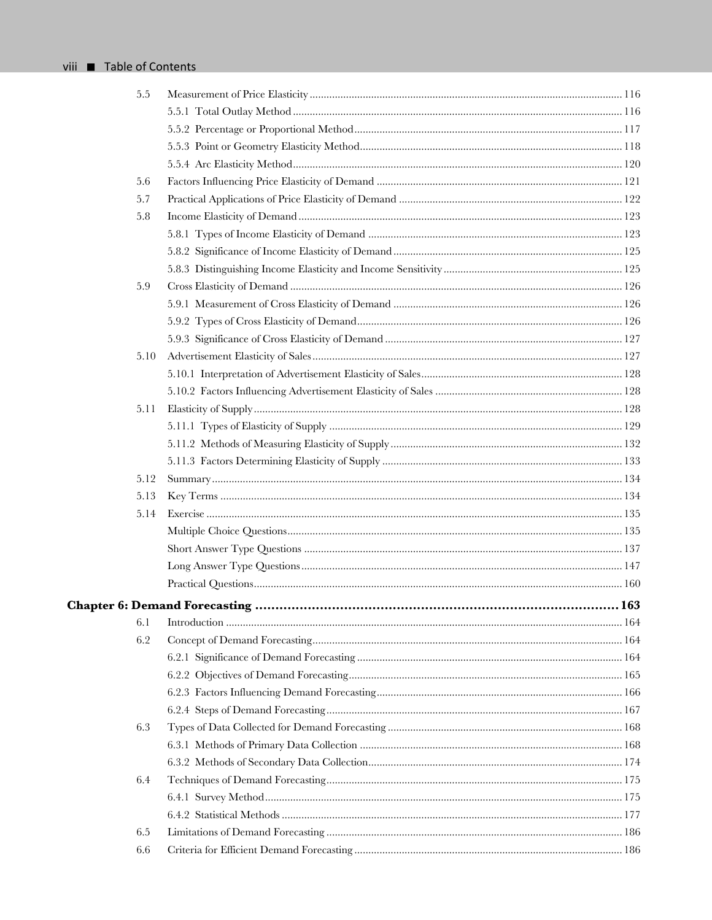| | | |
|---|---|---|
| 5.5 | Measurement of Price Elasticity | 116 |
| | 5.5.1 Total Outlay Method | 116 |
| | 5.5.2 Percentage or Proportional Method | 117 |
| | 5.5.3 Point or Geometry Elasticity Method | 118 |
| | 5.5.4 Arc Elasticity Method | 120 |
| 5.6 | Factors Influencing Price Elasticity of Demand | 121 |
| 5.7 | Practical Applications of Price Elasticity of Demand | 122 |
| 5.8 | Income Elasticity of Demand | 123 |
| | 5.8.1 Types of Income Elasticity of Demand | 123 |
| | 5.8.2 Significance of Income Elasticity of Demand | 125 |
| | 5.8.3 Distinguishing Income Elasticity and Income Sensitivity | 125 |
| 5.9 | Cross Elasticity of Demand | 126 |
| | 5.9.1 Measurement of Cross Elasticity of Demand | 126 |
| | 5.9.2 Types of Cross Elasticity of Demand | 126 |
| | 5.9.3 Significance of Cross Elasticity of Demand | 127 |
| 5.10 | Advertisement Elasticity of Sales | 127 |
| | 5.10.1 Interpretation of Advertisement Elasticity of Sales | 128 |
| | 5.10.2 Factors Influencing Advertisement Elasticity of Sales | 128 |
| 5.11 | Elasticity of Supply | 128 |
| | 5.11.1 Types of Elasticity of Supply | 129 |
| | 5.11.2 Methods of Measuring Elasticity of Supply | 132 |
| | 5.11.3 Factors Determining Elasticity of Supply | 133 |
| 5.12 | Summary | 134 |
| 5.13 | Key Terms | 134 |
| 5.14 | Exercise | 135 |
| | Multiple Choice Questions | 135 |
| | Short Answer Type Questions | 137 |
| | Long Answer Type Questions | 147 |
| | Practical Questions | 160 |
| **Chapter 6: Demand Forecasting** | | **163** |
| 6.1 | Introduction | 164 |
| 6.2 | Concept of Demand Forecasting | 164 |
| | 6.2.1 Significance of Demand Forecasting | 164 |
| | 6.2.2 Objectives of Demand Forecasting | 165 |
| | 6.2.3 Factors Influencing Demand Forecasting | 166 |
| | 6.2.4 Steps of Demand Forecasting | 167 |
| 6.3 | Types of Data Collected for Demand Forecasting | 168 |
| | 6.3.1 Methods of Primary Data Collection | 168 |
| | 6.3.2 Methods of Secondary Data Collection | 174 |
| 6.4 | Techniques of Demand Forecasting | 175 |
| | 6.4.1 Survey Method | 175 |
| | 6.4.2 Statistical Methods | 177 |
| 6.5 | Limitations of Demand Forecasting | 186 |
| 6.6 | Criteria for Efficient Demand Forecasting | 186 |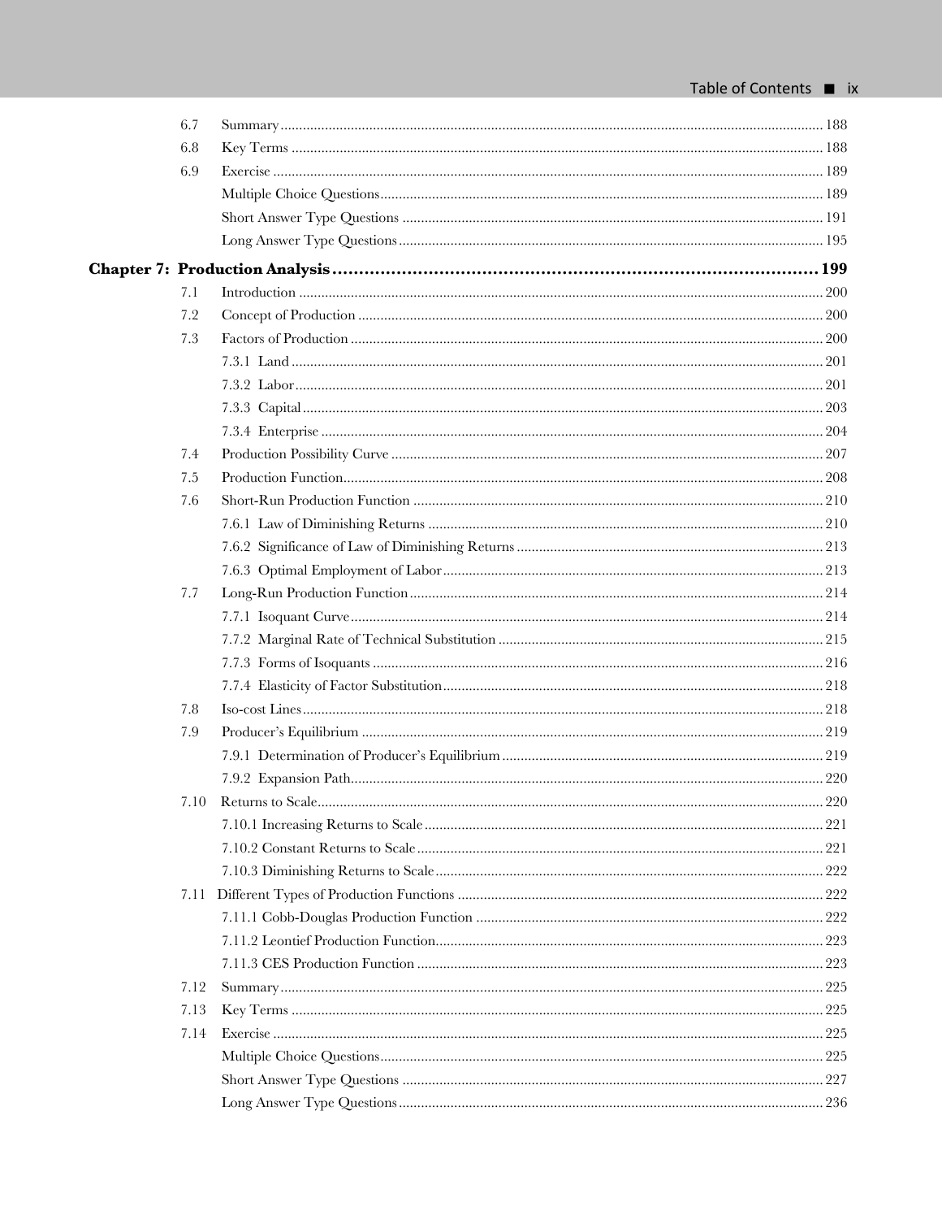| | | |
|---|---|---|
| 6.7 | Summary | 188 |
| 6.8 | Key Terms | 188 |
| 6.9 | Exercise | 189 |
| | Multiple Choice Questions | 189 |
| | Short Answer Type Questions | 191 |
| | Long Answer Type Questions | 195 |
| **Chapter 7: Production Analysis** | | **199** |
| 7.1 | Introduction | 200 |
| 7.2 | Concept of Production | 200 |
| 7.3 | Factors of Production | 200 |
| | 7.3.1 Land | 201 |
| | 7.3.2 Labor | 201 |
| | 7.3.3 Capital | 203 |
| | 7.3.4 Enterprise | 204 |
| 7.4 | Production Possibility Curve | 207 |
| 7.5 | Production Function | 208 |
| 7.6 | Short-Run Production Function | 210 |
| | 7.6.1 Law of Diminishing Returns | 210 |
| | 7.6.2 Significance of Law of Diminishing Returns | 213 |
| | 7.6.3 Optimal Employment of Labor | 213 |
| 7.7 | Long-Run Production Function | 214 |
| | 7.7.1 Isoquant Curve | 214 |
| | 7.7.2 Marginal Rate of Technical Substitution | 215 |
| | 7.7.3 Forms of Isoquants | 216 |
| | 7.7.4 Elasticity of Factor Substitution | 218 |
| 7.8 | Iso-cost Lines | 218 |
| 7.9 | Producer's Equilibrium | 219 |
| | 7.9.1 Determination of Producer's Equilibrium | 219 |
| | 7.9.2 Expansion Path | 220 |
| 7.10 | Returns to Scale | 220 |
| | 7.10.1 Increasing Returns to Scale | 221 |
| | 7.10.2 Constant Returns to Scale | 221 |
| | 7.10.3 Diminishing Returns to Scale | 222 |
| 7.11 | Different Types of Production Functions | 222 |
| | 7.11.1 Cobb-Douglas Production Function | 222 |
| | 7.11.2 Leontief Production Function | 223 |
| | 7.11.3 CES Production Function | 223 |
| 7.12 | Summary | 225 |
| 7.13 | Key Terms | 225 |
| 7.14 | Exercise | 225 |
| | Multiple Choice Questions | 225 |
| | Short Answer Type Questions | 227 |
| | Long Answer Type Questions | 236 |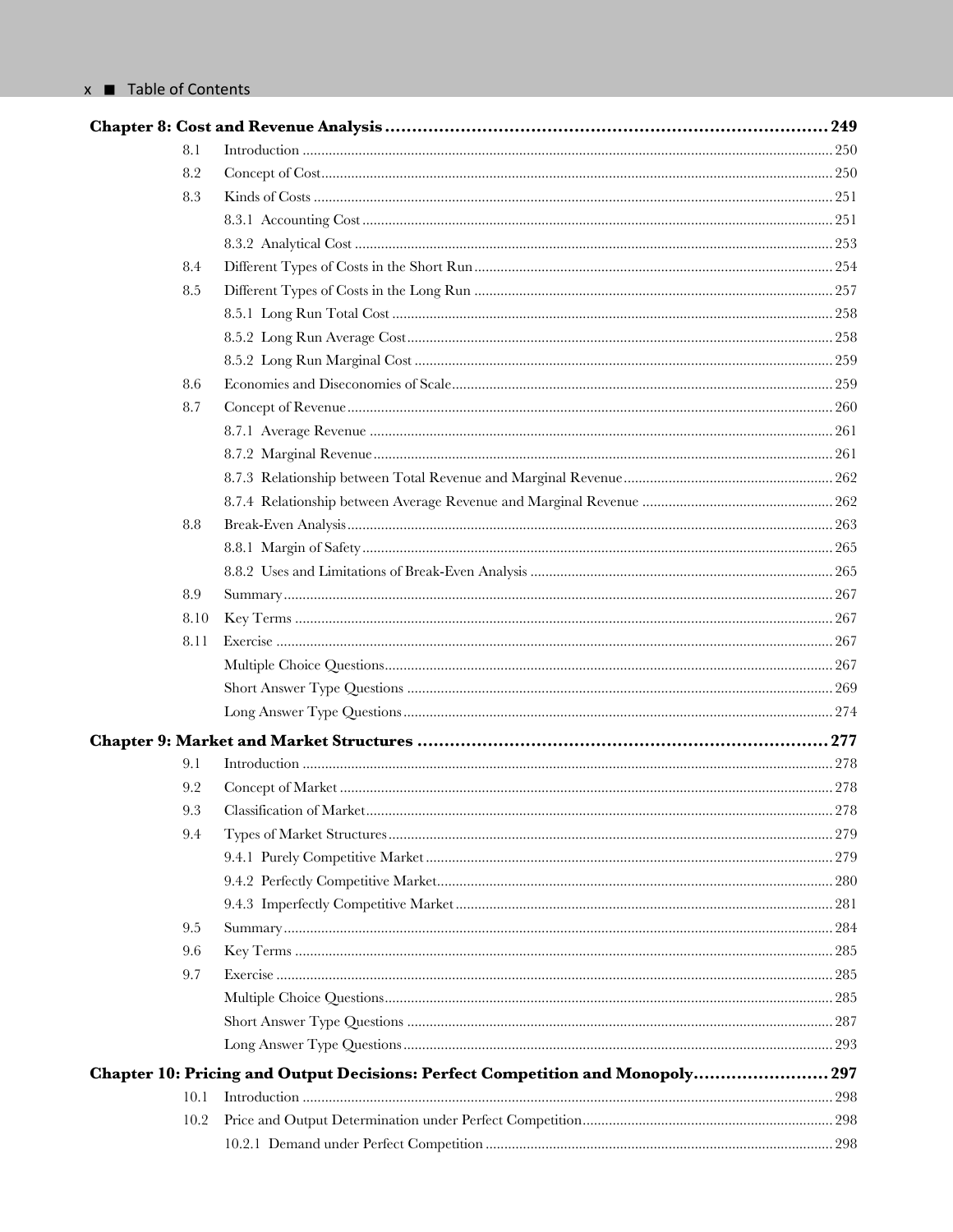**Chapter 8: Cost and Revenue Analysis** ........................................ 249

- 8.1 Introduction ........................................ 250
- 8.2 Concept of Cost ........................................ 250
- 8.3 Kinds of Costs ........................................ 251
  - 8.3.1 Accounting Cost ........................................ 251
  - 8.3.2 Analytical Cost ........................................ 253
- 8.4 Different Types of Costs in the Short Run ........................................ 254
- 8.5 Different Types of Costs in the Long Run ........................................ 257
  - 8.5.1 Long Run Total Cost ........................................ 258
  - 8.5.2 Long Run Average Cost ........................................ 258
  - 8.5.2 Long Run Marginal Cost ........................................ 259
- 8.6 Economies and Diseconomies of Scale ........................................ 259
- 8.7 Concept of Revenue ........................................ 260
  - 8.7.1 Average Revenue ........................................ 261
  - 8.7.2 Marginal Revenue ........................................ 261
  - 8.7.3 Relationship between Total Revenue and Marginal Revenue ........................................ 262
  - 8.7.4 Relationship between Average Revenue and Marginal Revenue ........................................ 262
- 8.8 Break-Even Analysis ........................................ 263
  - 8.8.1 Margin of Safety ........................................ 265
  - 8.8.2 Uses and Limitations of Break-Even Analysis ........................................ 265
- 8.9 Summary ........................................ 267
- 8.10 Key Terms ........................................ 267
- 8.11 Exercise ........................................ 267
  - Multiple Choice Questions ........................................ 267
  - Short Answer Type Questions ........................................ 269
  - Long Answer Type Questions ........................................ 274

**Chapter 9: Market and Market Structures** ........................................ 277

- 9.1 Introduction ........................................ 278
- 9.2 Concept of Market ........................................ 278
- 9.3 Classification of Market ........................................ 278
- 9.4 Types of Market Structures ........................................ 279
  - 9.4.1 Purely Competitive Market ........................................ 279
  - 9.4.2 Perfectly Competitive Market ........................................ 280
  - 9.4.3 Imperfectly Competitive Market ........................................ 281
- 9.5 Summary ........................................ 284
- 9.6 Key Terms ........................................ 285
- 9.7 Exercise ........................................ 285
  - Multiple Choice Questions ........................................ 285
  - Short Answer Type Questions ........................................ 287
  - Long Answer Type Questions ........................................ 293

**Chapter 10: Pricing and Output Decisions: Perfect Competition and Monopoly** ........................................ 297

- 10.1 Introduction ........................................ 298
- 10.2 Price and Output Determination under Perfect Competition ........................................ 298
  - 10.2.1 Demand under Perfect Competition ........................................ 298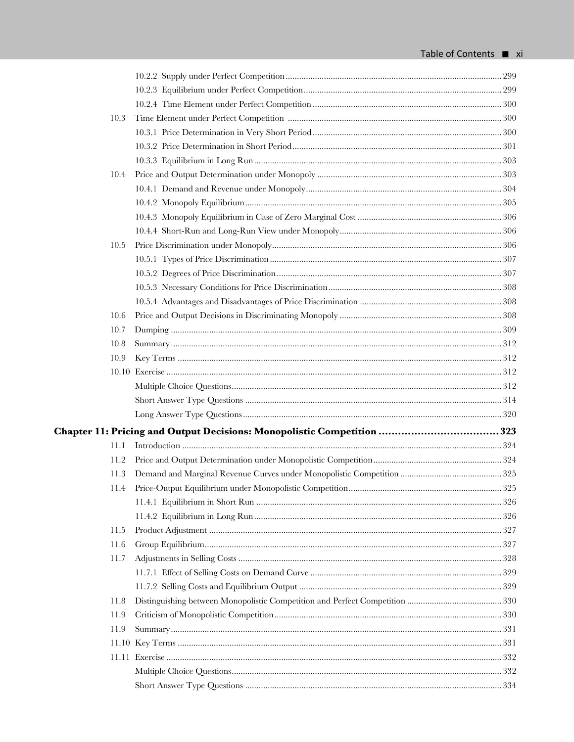10.2.2 Supply under Perfect Competition ........ 299
10.2.3 Equilibrium under Perfect Competition ........ 299
10.2.4 Time Element under Perfect Competition ........ 300

10.3 Time Element under Perfect Competition ........ 300
10.3.1 Price Determination in Very Short Period ........ 300
10.3.2 Price Determination in Short Period ........ 301
10.3.3 Equilibrium in Long Run ........ 303

10.4 Price and Output Determination under Monopoly ........ 303
10.4.1 Demand and Revenue under Monopoly ........ 304
10.4.2 Monopoly Equilibrium ........ 305
10.4.3 Monopoly Equilibrium in Case of Zero Marginal Cost ........ 306
10.4.4 Short-Run and Long-Run View under Monopoly ........ 306

10.5 Price Discrimination under Monopoly ........ 306
10.5.1 Types of Price Discrimination ........ 307
10.5.2 Degrees of Price Discrimination ........ 307
10.5.3 Necessary Conditions for Price Discrimination ........ 308
10.5.4 Advantages and Disadvantages of Price Discrimination ........ 308

10.6 Price and Output Decisions in Discriminating Monopoly ........ 308

10.7 Dumping ........ 309

10.8 Summary ........ 312

10.9 Key Terms ........ 312

10.10 Exercise ........ 312
Multiple Choice Questions ........ 312
Short Answer Type Questions ........ 314
Long Answer Type Questions ........ 320

**Chapter 11: Pricing and Output Decisions: Monopolistic Competition ........ 323**

11.1 Introduction ........ 324

11.2 Price and Output Determination under Monopolistic Competition ........ 324

11.3 Demand and Marginal Revenue Curves under Monopolistic Competition ........ 325

11.4 Price-Output Equilibrium under Monopolistic Competition ........ 325
11.4.1 Equilibrium in Short Run ........ 326
11.4.2 Equilibrium in Long Run ........ 326

11.5 Product Adjustment ........ 327

11.6 Group Equilibrium ........ 327

11.7 Adjustments in Selling Costs ........ 328
11.7.1 Effect of Selling Costs on Demand Curve ........ 329
11.7.2 Selling Costs and Equilibrium Output ........ 329

11.8 Distinguishing between Monopolistic Competition and Perfect Competition ........ 330

11.9 Criticism of Monopolistic Competition ........ 330

11.9 Summary ........ 331

11.10 Key Terms ........ 331

11.11 Exercise ........ 332
Multiple Choice Questions ........ 332
Short Answer Type Questions ........ 334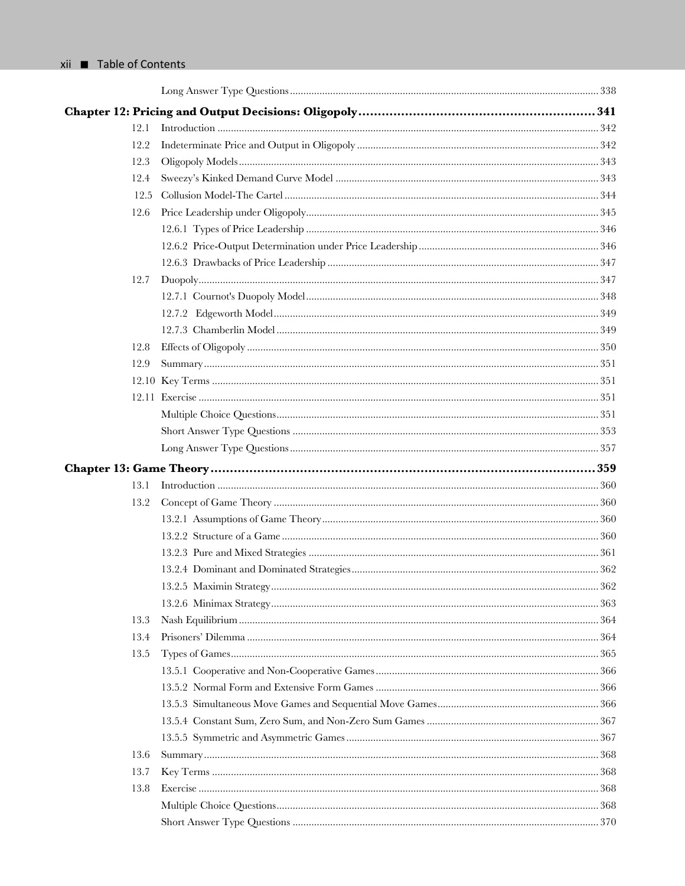Long Answer Type Questions .......... 338

**Chapter 12: Pricing and Output Decisions: Oligopoly .......... 341**

12.1 Introduction .......... 342
12.2 Indeterminate Price and Output in Oligopoly .......... 342
12.3 Oligopoly Models .......... 343
12.4 Sweezy's Kinked Demand Curve Model .......... 343
12.5 Collusion Model-The Cartel .......... 344
12.6 Price Leadership under Oligopoly .......... 345
12.6.1 Types of Price Leadership .......... 346
12.6.2 Price-Output Determination under Price Leadership .......... 346
12.6.3 Drawbacks of Price Leadership .......... 347
12.7 Duopoly .......... 347
12.7.1 Cournot's Duopoly Model .......... 348
12.7.2 Edgeworth Model .......... 349
12.7.3 Chamberlin Model .......... 349
12.8 Effects of Oligopoly .......... 350
12.9 Summary .......... 351
12.10 Key Terms .......... 351
12.11 Exercise .......... 351
Multiple Choice Questions .......... 351
Short Answer Type Questions .......... 353
Long Answer Type Questions .......... 357

**Chapter 13: Game Theory .......... 359**

13.1 Introduction .......... 360
13.2 Concept of Game Theory .......... 360
13.2.1 Assumptions of Game Theory .......... 360
13.2.2 Structure of a Game .......... 360
13.2.3 Pure and Mixed Strategies .......... 361
13.2.4 Dominant and Dominated Strategies .......... 362
13.2.5 Maximin Strategy .......... 362
13.2.6 Minimax Strategy .......... 363
13.3 Nash Equilibrium .......... 364
13.4 Prisoners' Dilemma .......... 364
13.5 Types of Games .......... 365
13.5.1 Cooperative and Non-Cooperative Games .......... 366
13.5.2 Normal Form and Extensive Form Games .......... 366
13.5.3 Simultaneous Move Games and Sequential Move Games .......... 366
13.5.4 Constant Sum, Zero Sum, and Non-Zero Sum Games .......... 367
13.5.5 Symmetric and Asymmetric Games .......... 367
13.6 Summary .......... 368
13.7 Key Terms .......... 368
13.8 Exercise .......... 368
Multiple Choice Questions .......... 368
Short Answer Type Questions .......... 370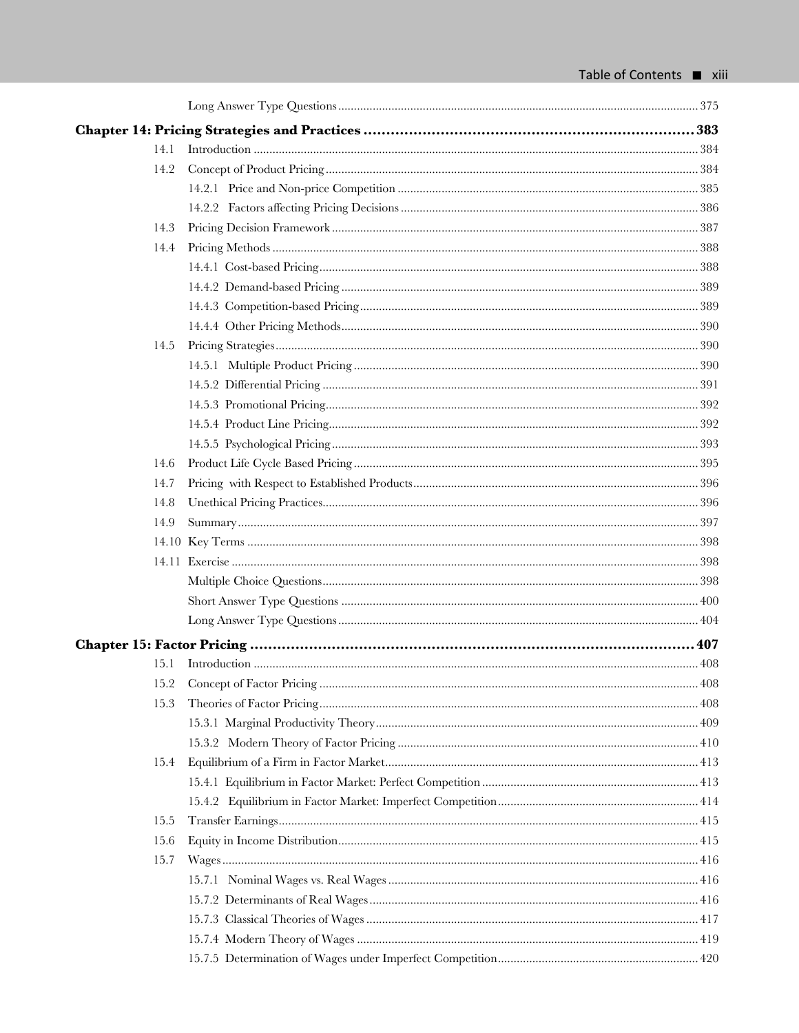Long Answer Type Questions ........................................................ 375

**Chapter 14: Pricing Strategies and Practices ........................................................ 383**

14.1 Introduction ........................................................ 384

14.2 Concept of Product Pricing ........................................................ 384

14.2.1 Price and Non-price Competition ........................................................ 385

14.2.2 Factors affecting Pricing Decisions ........................................................ 386

14.3 Pricing Decision Framework ........................................................ 387

14.4 Pricing Methods ........................................................ 388

14.4.1 Cost-based Pricing ........................................................ 388

14.4.2 Demand-based Pricing ........................................................ 389

14.4.3 Competition-based Pricing ........................................................ 389

14.4.4 Other Pricing Methods ........................................................ 390

14.5 Pricing Strategies ........................................................ 390

14.5.1 Multiple Product Pricing ........................................................ 390

14.5.2 Differential Pricing ........................................................ 391

14.5.3 Promotional Pricing ........................................................ 392

14.5.4 Product Line Pricing ........................................................ 392

14.5.5 Psychological Pricing ........................................................ 393

14.6 Product Life Cycle Based Pricing ........................................................ 395

14.7 Pricing with Respect to Established Products ........................................................ 396

14.8 Unethical Pricing Practices ........................................................ 396

14.9 Summary ........................................................ 397

14.10 Key Terms ........................................................ 398

14.11 Exercise ........................................................ 398

Multiple Choice Questions ........................................................ 398

Short Answer Type Questions ........................................................ 400

Long Answer Type Questions ........................................................ 404

**Chapter 15: Factor Pricing ........................................................ 407**

15.1 Introduction ........................................................ 408

15.2 Concept of Factor Pricing ........................................................ 408

15.3 Theories of Factor Pricing ........................................................ 408

15.3.1 Marginal Productivity Theory ........................................................ 409

15.3.2 Modern Theory of Factor Pricing ........................................................ 410

15.4 Equilibrium of a Firm in Factor Market ........................................................ 413

15.4.1 Equilibrium in Factor Market: Perfect Competition ........................................................ 413

15.4.2 Equilibrium in Factor Market: Imperfect Competition ........................................................ 414

15.5 Transfer Earnings ........................................................ 415

15.6 Equity in Income Distribution ........................................................ 415

15.7 Wages ........................................................ 416

15.7.1 Nominal Wages vs. Real Wages ........................................................ 416

15.7.2 Determinants of Real Wages ........................................................ 416

15.7.3 Classical Theories of Wages ........................................................ 417

15.7.4 Modern Theory of Wages ........................................................ 419

15.7.5 Determination of Wages under Imperfect Competition ........................................................ 420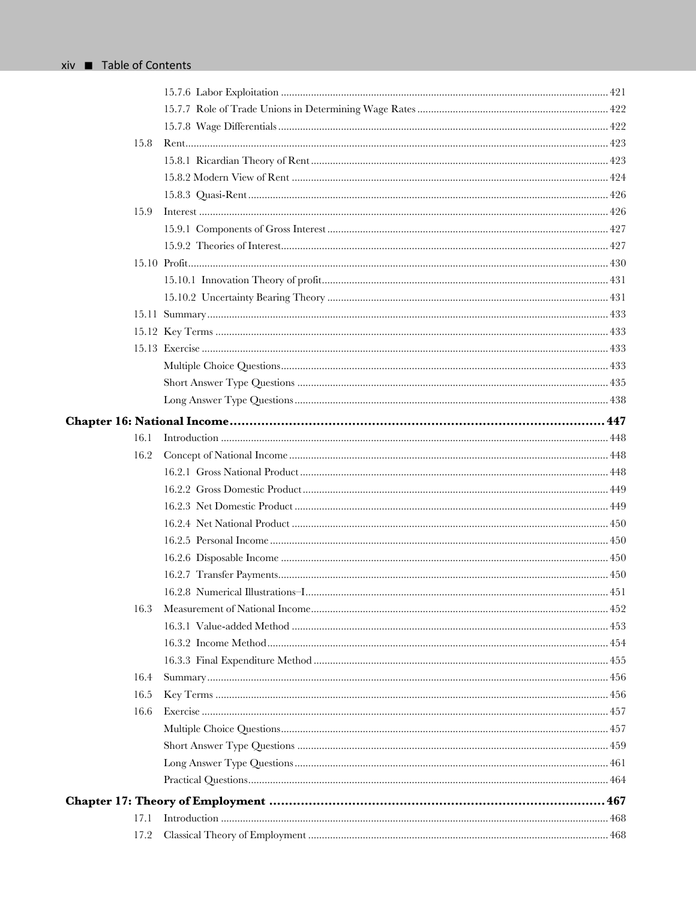15.7.6 Labor Exploitation ........................................................................................................ 421

15.7.7 Role of Trade Unions in Determining Wage Rates ........................................................ 422

15.7.8 Wage Differentials ........................................................................................................ 422

15.8 Rent ........................................................................................................................................ 423

15.8.1 Ricardian Theory of Rent .............................................................................................. 423

15.8.2 Modern View of Rent .................................................................................................... 424

15.8.3 Quasi-Rent .................................................................................................................... 426

15.9 Interest .................................................................................................................................... 426

15.9.1 Components of Gross Interest ........................................................................................ 427

15.9.2 Theories of Interest ........................................................................................................ 427

15.10 Profit ...................................................................................................................................... 430

15.10.1 Innovation Theory of profit ........................................................................................ 431

15.10.2 Uncertainty Bearing Theory ...................................................................................... 431

15.11 Summary ................................................................................................................................ 433

15.12 Key Terms .............................................................................................................................. 433

15.13 Exercise .................................................................................................................................. 433

Multiple Choice Questions ........................................................................................................ 433

Short Answer Type Questions .................................................................................................. 435

Long Answer Type Questions .................................................................................................. 438

**Chapter 16: National Income ............................................................................................ 447**

16.1 Introduction ............................................................................................................................ 448

16.2 Concept of National Income .................................................................................................. 448

16.2.1 Gross National Product ................................................................................................ 448

16.2.2 Gross Domestic Product ................................................................................................ 449

16.2.3 Net Domestic Product .................................................................................................... 449

16.2.4 Net National Product .................................................................................................... 450

16.2.5 Personal Income ............................................................................................................ 450

16.2.6 Disposable Income ........................................................................................................ 450

16.2.7 Transfer Payments ........................................................................................................ 450

16.2.8 Numerical Illustrations–I .............................................................................................. 451

16.3 Measurement of National Income .......................................................................................... 452

16.3.1 Value-added Method .................................................................................................... 453

16.3.2 Income Method ............................................................................................................ 454

16.3.3 Final Expenditure Method ............................................................................................ 455

16.4 Summary ................................................................................................................................ 456

16.5 Key Terms .............................................................................................................................. 456

16.6 Exercise .................................................................................................................................. 457

Multiple Choice Questions ........................................................................................................ 457

Short Answer Type Questions .................................................................................................. 459

Long Answer Type Questions .................................................................................................. 461

Practical Questions .................................................................................................................. 464

**Chapter 17: Theory of Employment .................................................................................. 467**

17.1 Introduction ............................................................................................................................ 468

17.2 Classical Theory of Employment ............................................................................................ 468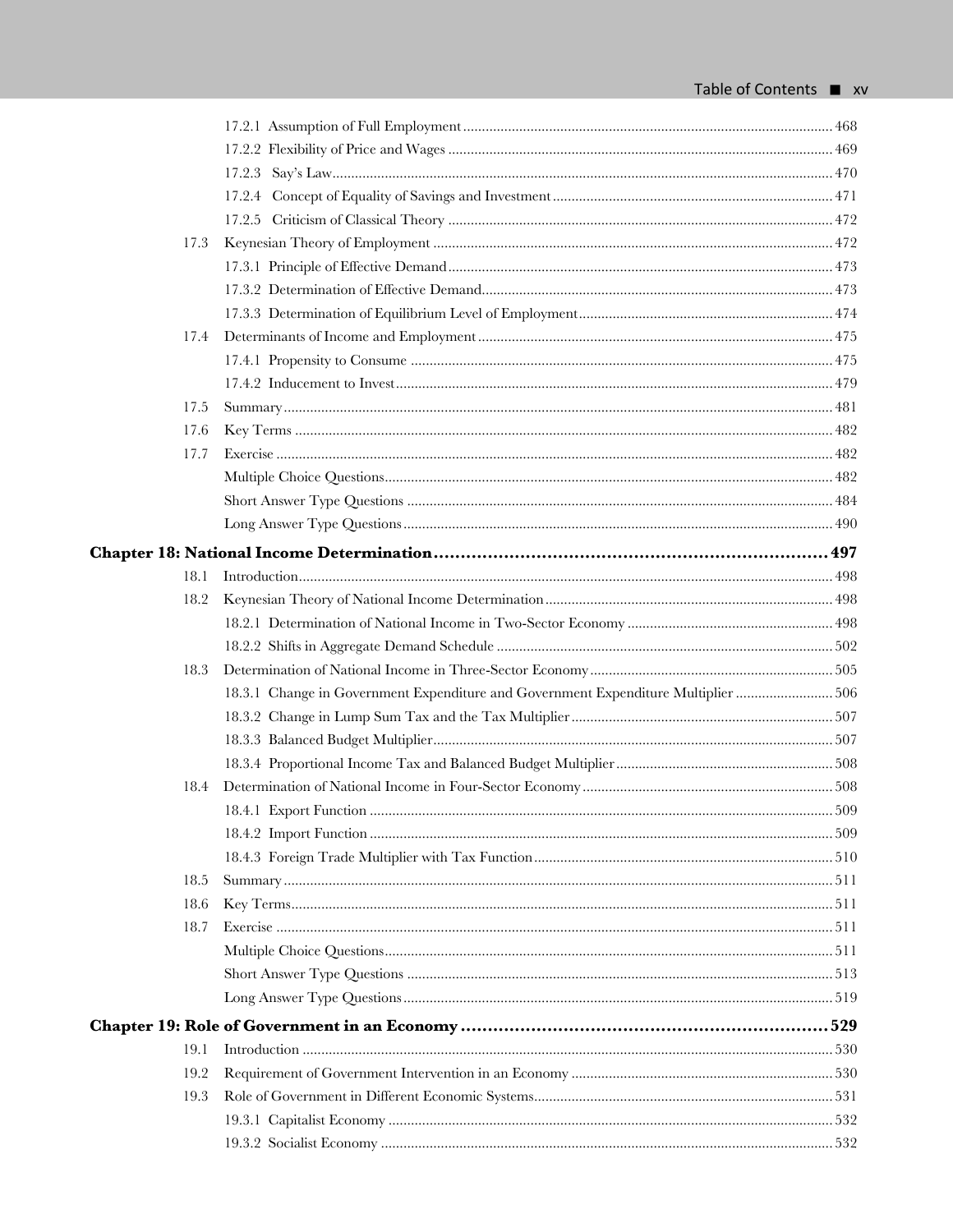17.2.1 Assumption of Full Employment 468

17.2.2 Flexibility of Price and Wages 469

17.2.3 Say's Law 470

17.2.4 Concept of Equality of Savings and Investment 471

17.2.5 Criticism of Classical Theory 472

17.3 Keynesian Theory of Employment 472

17.3.1 Principle of Effective Demand 473

17.3.2 Determination of Effective Demand 473

17.3.3 Determination of Equilibrium Level of Employment 474

17.4 Determinants of Income and Employment 475

17.4.1 Propensity to Consume 475

17.4.2 Inducement to Invest 479

17.5 Summary 481

17.6 Key Terms 482

17.7 Exercise 482

Multiple Choice Questions 482

Short Answer Type Questions 484

Long Answer Type Questions 490

**Chapter 18: National Income Determination 497**

18.1 Introduction 498

18.2 Keynesian Theory of National Income Determination 498

18.2.1 Determination of National Income in Two-Sector Economy 498

18.2.2 Shifts in Aggregate Demand Schedule 502

18.3 Determination of National Income in Three-Sector Economy 505

18.3.1 Change in Government Expenditure and Government Expenditure Multiplier 506

18.3.2 Change in Lump Sum Tax and the Tax Multiplier 507

18.3.3 Balanced Budget Multiplier 507

18.3.4 Proportional Income Tax and Balanced Budget Multiplier 508

18.4 Determination of National Income in Four-Sector Economy 508

18.4.1 Export Function 509

18.4.2 Import Function 509

18.4.3 Foreign Trade Multiplier with Tax Function 510

18.5 Summary 511

18.6 Key Terms 511

18.7 Exercise 511

Multiple Choice Questions 511

Short Answer Type Questions 513

Long Answer Type Questions 519

**Chapter 19: Role of Government in an Economy 529**

19.1 Introduction 530

19.2 Requirement of Government Intervention in an Economy 530

19.3 Role of Government in Different Economic Systems 531

19.3.1 Capitalist Economy 532

19.3.2 Socialist Economy 532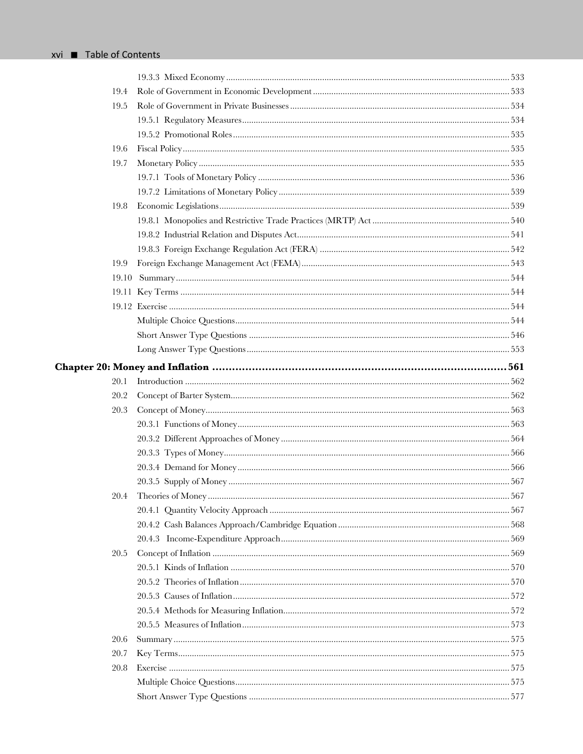19.3.3 Mixed Economy .......... 533

19.4 Role of Government in Economic Development .......... 533

19.5 Role of Government in Private Businesses .......... 534

19.5.1 Regulatory Measures .......... 534

19.5.2 Promotional Roles .......... 535

19.6 Fiscal Policy .......... 535

19.7 Monetary Policy .......... 535

19.7.1 Tools of Monetary Policy .......... 536

19.7.2 Limitations of Monetary Policy .......... 539

19.8 Economic Legislations .......... 539

19.8.1 Monopolies and Restrictive Trade Practices (MRTP) Act .......... 540

19.8.2 Industrial Relation and Disputes Act .......... 541

19.8.3 Foreign Exchange Regulation Act (FERA) .......... 542

19.9 Foreign Exchange Management Act (FEMA) .......... 543

19.10 Summary .......... 544

19.11 Key Terms .......... 544

19.12 Exercise .......... 544

Multiple Choice Questions .......... 544

Short Answer Type Questions .......... 546

Long Answer Type Questions .......... 553

**Chapter 20: Money and Inflation .......... 561**

20.1 Introduction .......... 562

20.2 Concept of Barter System .......... 562

20.3 Concept of Money .......... 563

20.3.1 Functions of Money .......... 563

20.3.2 Different Approaches of Money .......... 564

20.3.3 Types of Money .......... 566

20.3.4 Demand for Money .......... 566

20.3.5 Supply of Money .......... 567

20.4 Theories of Money .......... 567

20.4.1 Quantity Velocity Approach .......... 567

20.4.2 Cash Balances Approach/Cambridge Equation .......... 568

20.4.3 Income-Expenditure Approach .......... 569

20.5 Concept of Inflation .......... 569

20.5.1 Kinds of Inflation .......... 570

20.5.2 Theories of Inflation .......... 570

20.5.3 Causes of Inflation .......... 572

20.5.4 Methods for Measuring Inflation .......... 572

20.5.5 Measures of Inflation .......... 573

20.6 Summary .......... 575

20.7 Key Terms .......... 575

20.8 Exercise .......... 575

Multiple Choice Questions .......... 575

Short Answer Type Questions .......... 577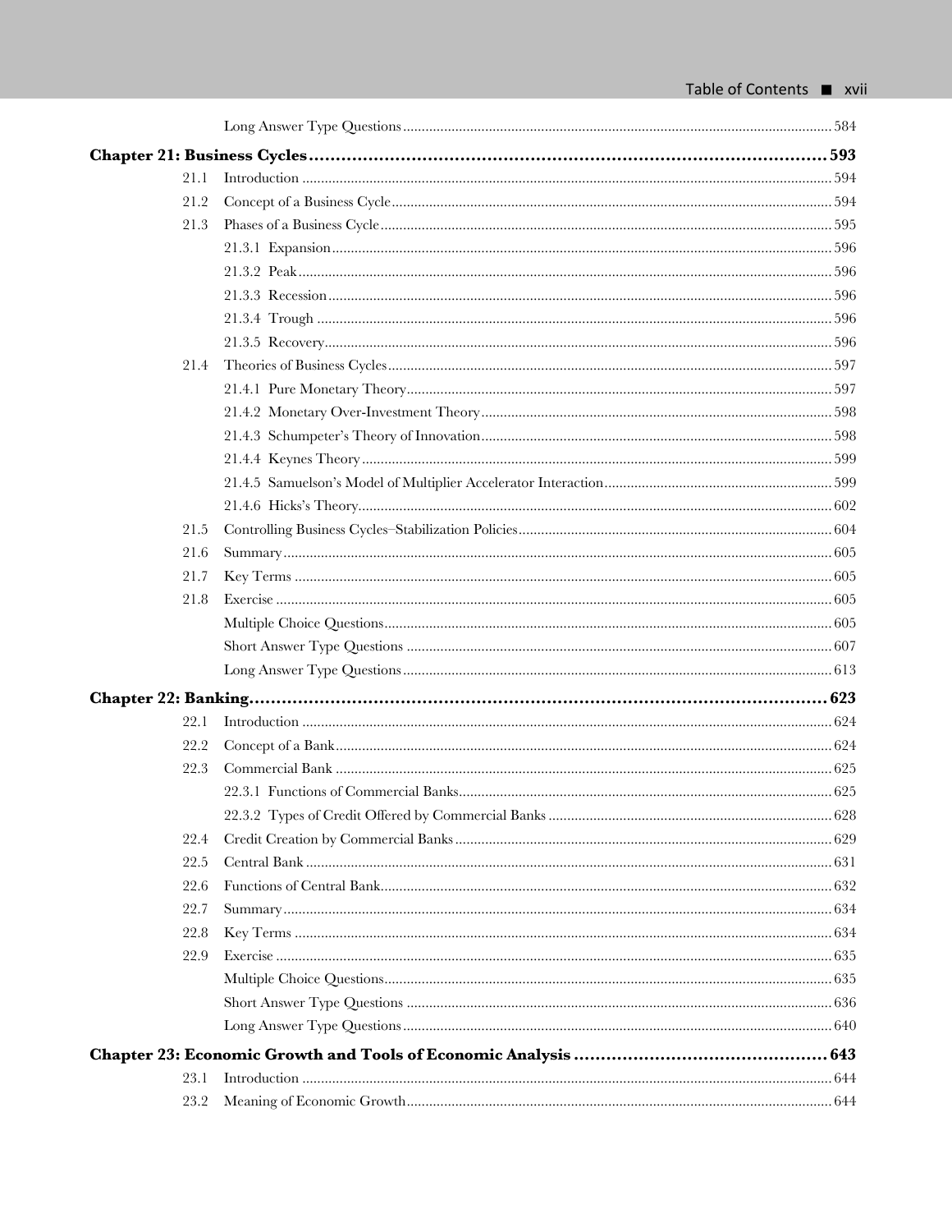Long Answer Type Questions ... 584

**Chapter 21: Business Cycles ... 593**

21.1 Introduction ... 594

21.2 Concept of a Business Cycle ... 594

21.3 Phases of a Business Cycle ... 595

21.3.1 Expansion ... 596

21.3.2 Peak ... 596

21.3.3 Recession ... 596

21.3.4 Trough ... 596

21.3.5 Recovery ... 596

21.4 Theories of Business Cycles ... 597

21.4.1 Pure Monetary Theory ... 597

21.4.2 Monetary Over-Investment Theory ... 598

21.4.3 Schumpeter's Theory of Innovation ... 598

21.4.4 Keynes Theory ... 599

21.4.5 Samuelson's Model of Multiplier Accelerator Interaction ... 599

21.4.6 Hicks's Theory ... 602

21.5 Controlling Business Cycles–Stabilization Policies ... 604

21.6 Summary ... 605

21.7 Key Terms ... 605

21.8 Exercise ... 605

Multiple Choice Questions ... 605

Short Answer Type Questions ... 607

Long Answer Type Questions ... 613

**Chapter 22: Banking ... 623**

22.1 Introduction ... 624

22.2 Concept of a Bank ... 624

22.3 Commercial Bank ... 625

22.3.1 Functions of Commercial Banks ... 625

22.3.2 Types of Credit Offered by Commercial Banks ... 628

22.4 Credit Creation by Commercial Banks ... 629

22.5 Central Bank ... 631

22.6 Functions of Central Bank ... 632

22.7 Summary ... 634

22.8 Key Terms ... 634

22.9 Exercise ... 635

Multiple Choice Questions ... 635

Short Answer Type Questions ... 636

Long Answer Type Questions ... 640

**Chapter 23: Economic Growth and Tools of Economic Analysis ... 643**

23.1 Introduction ... 644

23.2 Meaning of Economic Growth ... 644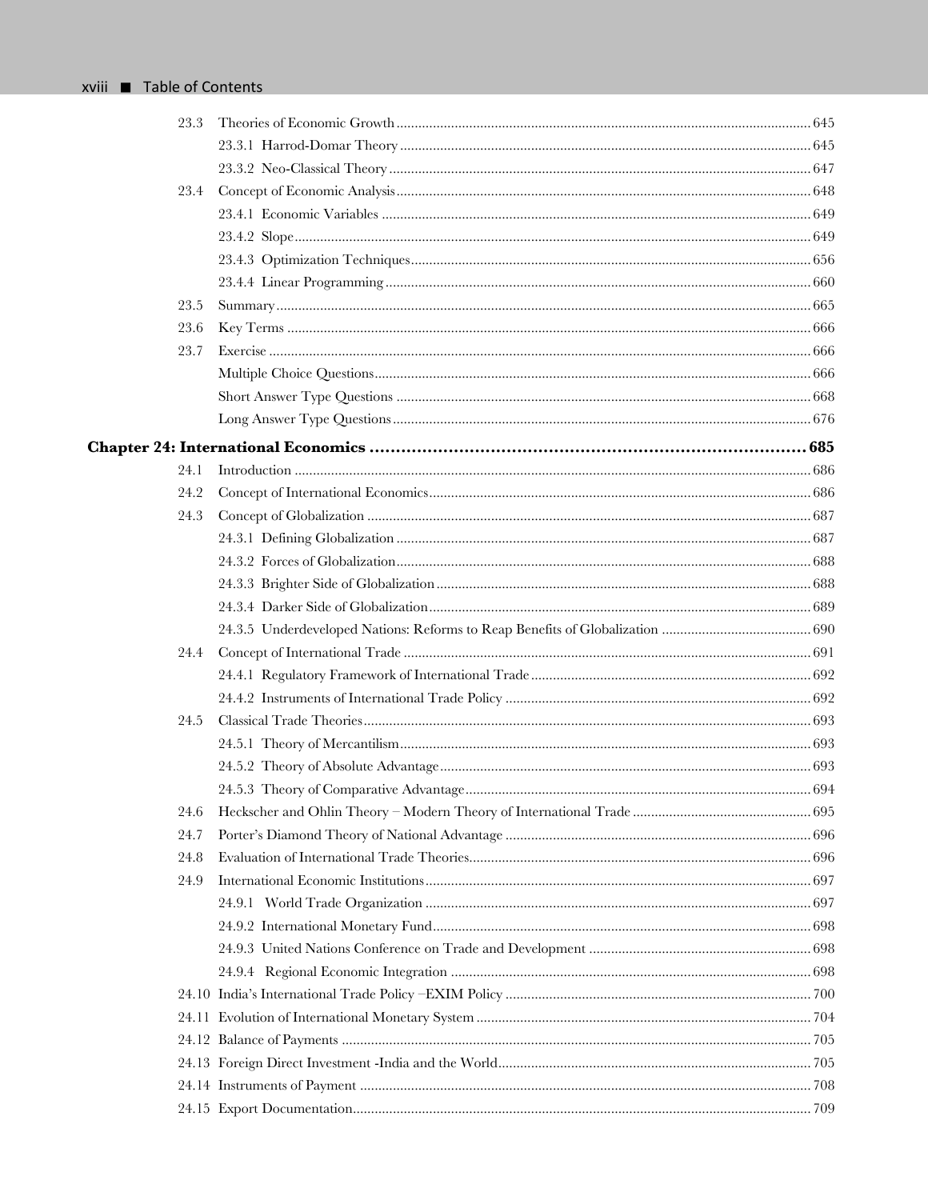| | | |
|---|---|---|
| 23.3 | Theories of Economic Growth | 645 |
| | 23.3.1 Harrod-Domar Theory | 645 |
| | 23.3.2 Neo-Classical Theory | 647 |
| 23.4 | Concept of Economic Analysis | 648 |
| | 23.4.1 Economic Variables | 649 |
| | 23.4.2 Slope | 649 |
| | 23.4.3 Optimization Techniques | 656 |
| | 23.4.4 Linear Programming | 660 |
| 23.5 | Summary | 665 |
| 23.6 | Key Terms | 666 |
| 23.7 | Exercise | 666 |
| | Multiple Choice Questions | 666 |
| | Short Answer Type Questions | 668 |
| | Long Answer Type Questions | 676 |

**Chapter 24: International Economics ........ 685**

| | | |
|---|---|---|
| 24.1 | Introduction | 686 |
| 24.2 | Concept of International Economics | 686 |
| 24.3 | Concept of Globalization | 687 |
| | 24.3.1 Defining Globalization | 687 |
| | 24.3.2 Forces of Globalization | 688 |
| | 24.3.3 Brighter Side of Globalization | 688 |
| | 24.3.4 Darker Side of Globalization | 689 |
| | 24.3.5 Underdeveloped Nations: Reforms to Reap Benefits of Globalization | 690 |
| 24.4 | Concept of International Trade | 691 |
| | 24.4.1 Regulatory Framework of International Trade | 692 |
| | 24.4.2 Instruments of International Trade Policy | 692 |
| 24.5 | Classical Trade Theories | 693 |
| | 24.5.1 Theory of Mercantilism | 693 |
| | 24.5.2 Theory of Absolute Advantage | 693 |
| | 24.5.3 Theory of Comparative Advantage | 694 |
| 24.6 | Heckscher and Ohlin Theory – Modern Theory of International Trade | 695 |
| 24.7 | Porter's Diamond Theory of National Advantage | 696 |
| 24.8 | Evaluation of International Trade Theories | 696 |
| 24.9 | International Economic Institutions | 697 |
| | 24.9.1 World Trade Organization | 697 |
| | 24.9.2 International Monetary Fund | 698 |
| | 24.9.3 United Nations Conference on Trade and Development | 698 |
| | 24.9.4 Regional Economic Integration | 698 |
| 24.10 | India's International Trade Policy –EXIM Policy | 700 |
| 24.11 | Evolution of International Monetary System | 704 |
| 24.12 | Balance of Payments | 705 |
| 24.13 | Foreign Direct Investment -India and the World | 705 |
| 24.14 | Instruments of Payment | 708 |
| 24.15 | Export Documentation | 709 |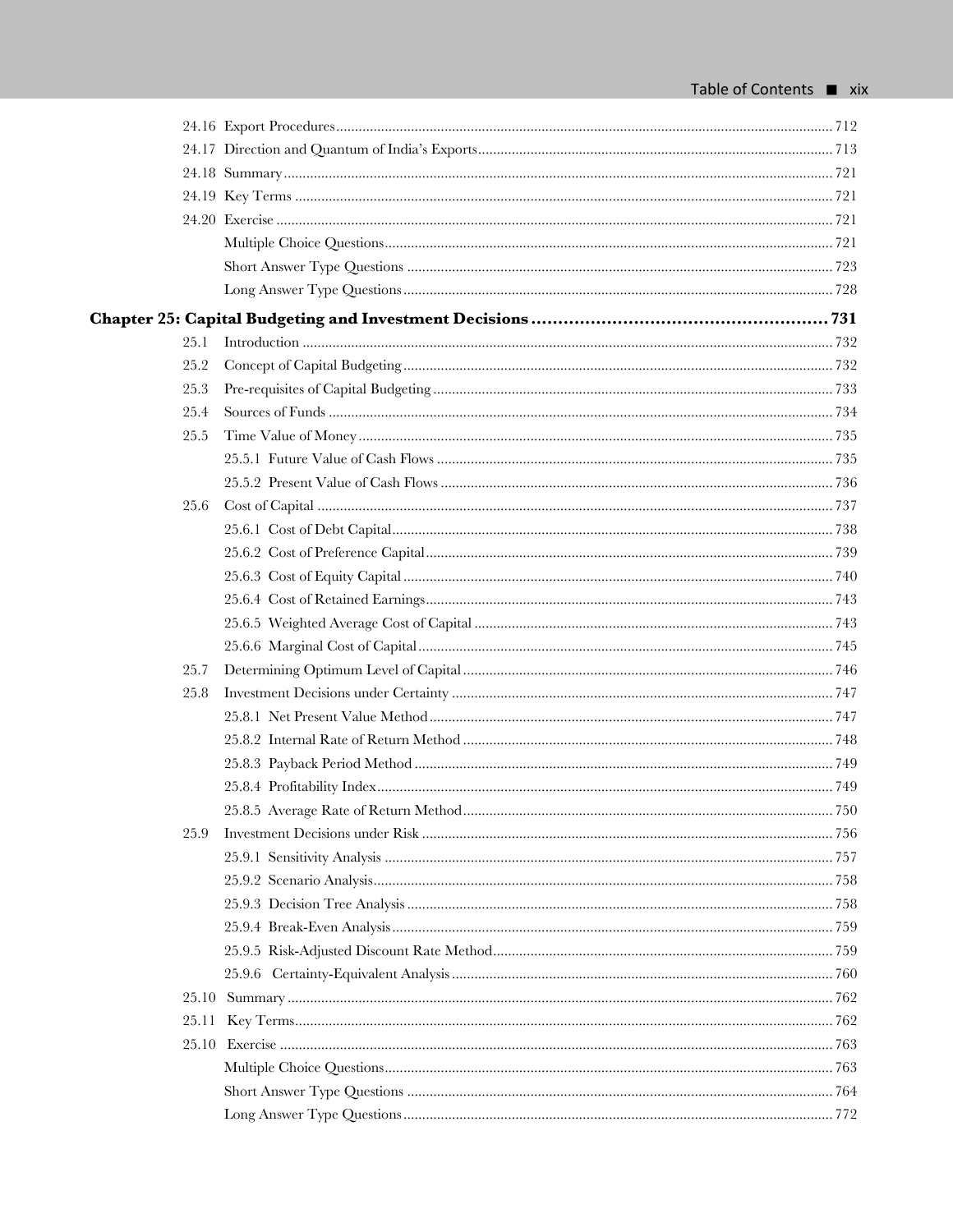24.16 Export Procedures ... 712

24.17 Direction and Quantum of India's Exports ... 713

24.18 Summary ... 721

24.19 Key Terms ... 721

24.20 Exercise ... 721

Multiple Choice Questions ... 721

Short Answer Type Questions ... 723

Long Answer Type Questions ... 728

**Chapter 25: Capital Budgeting and Investment Decisions ... 731**

25.1 Introduction ... 732

25.2 Concept of Capital Budgeting ... 732

25.3 Pre-requisites of Capital Budgeting ... 733

25.4 Sources of Funds ... 734

25.5 Time Value of Money ... 735

25.5.1 Future Value of Cash Flows ... 735

25.5.2 Present Value of Cash Flows ... 736

25.6 Cost of Capital ... 737

25.6.1 Cost of Debt Capital ... 738

25.6.2 Cost of Preference Capital ... 739

25.6.3 Cost of Equity Capital ... 740

25.6.4 Cost of Retained Earnings ... 743

25.6.5 Weighted Average Cost of Capital ... 743

25.6.6 Marginal Cost of Capital ... 745

25.7 Determining Optimum Level of Capital ... 746

25.8 Investment Decisions under Certainty ... 747

25.8.1 Net Present Value Method ... 747

25.8.2 Internal Rate of Return Method ... 748

25.8.3 Payback Period Method ... 749

25.8.4 Profitability Index ... 749

25.8.5 Average Rate of Return Method ... 750

25.9 Investment Decisions under Risk ... 756

25.9.1 Sensitivity Analysis ... 757

25.9.2 Scenario Analysis ... 758

25.9.3 Decision Tree Analysis ... 758

25.9.4 Break-Even Analysis ... 759

25.9.5 Risk-Adjusted Discount Rate Method ... 759

25.9.6 Certainty-Equivalent Analysis ... 760

25.10 Summary ... 762

25.11 Key Terms ... 762

25.10 Exercise ... 763

Multiple Choice Questions ... 763

Short Answer Type Questions ... 764

Long Answer Type Questions ... 772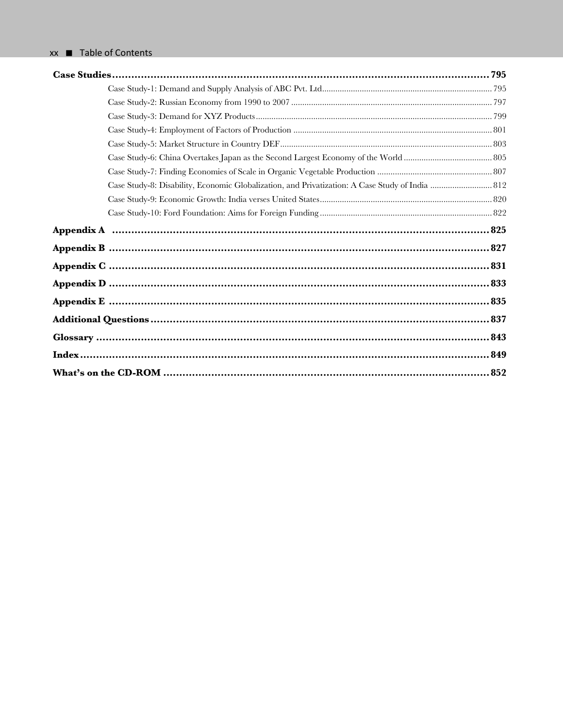**Case Studies** ........................................................................................................ **795**

Case Study-1: Demand and Supply Analysis of ABC Pvt. Ltd ........................................................ 795

Case Study-2: Russian Economy from 1990 to 2007 ........................................................ 797

Case Study-3: Demand for XYZ Products ........................................................ 799

Case Study-4: Employment of Factors of Production ........................................................ 801

Case Study-5: Market Structure in Country DEF ........................................................ 803

Case Study-6: China Overtakes Japan as the Second Largest Economy of the World ........................................................ 805

Case Study-7: Finding Economies of Scale in Organic Vegetable Production ........................................................ 807

Case Study-8: Disability, Economic Globalization, and Privatization: A Case Study of India ........................................................ 812

Case Study-9: Economic Growth: India verses United States ........................................................ 820

Case Study-10: Ford Foundation: Aims for Foreign Funding ........................................................ 822

**Appendix A** ........................................................................................................ **825**

**Appendix B** ........................................................................................................ **827**

**Appendix C** ........................................................................................................ **831**

**Appendix D** ........................................................................................................ **833**

**Appendix E** ........................................................................................................ **835**

**Additional Questions** ........................................................................................................ **837**

**Glossary** ........................................................................................................ **843**

**Index** ........................................................................................................ **849**

**What's on the CD-ROM** ........................................................................................................ **852**